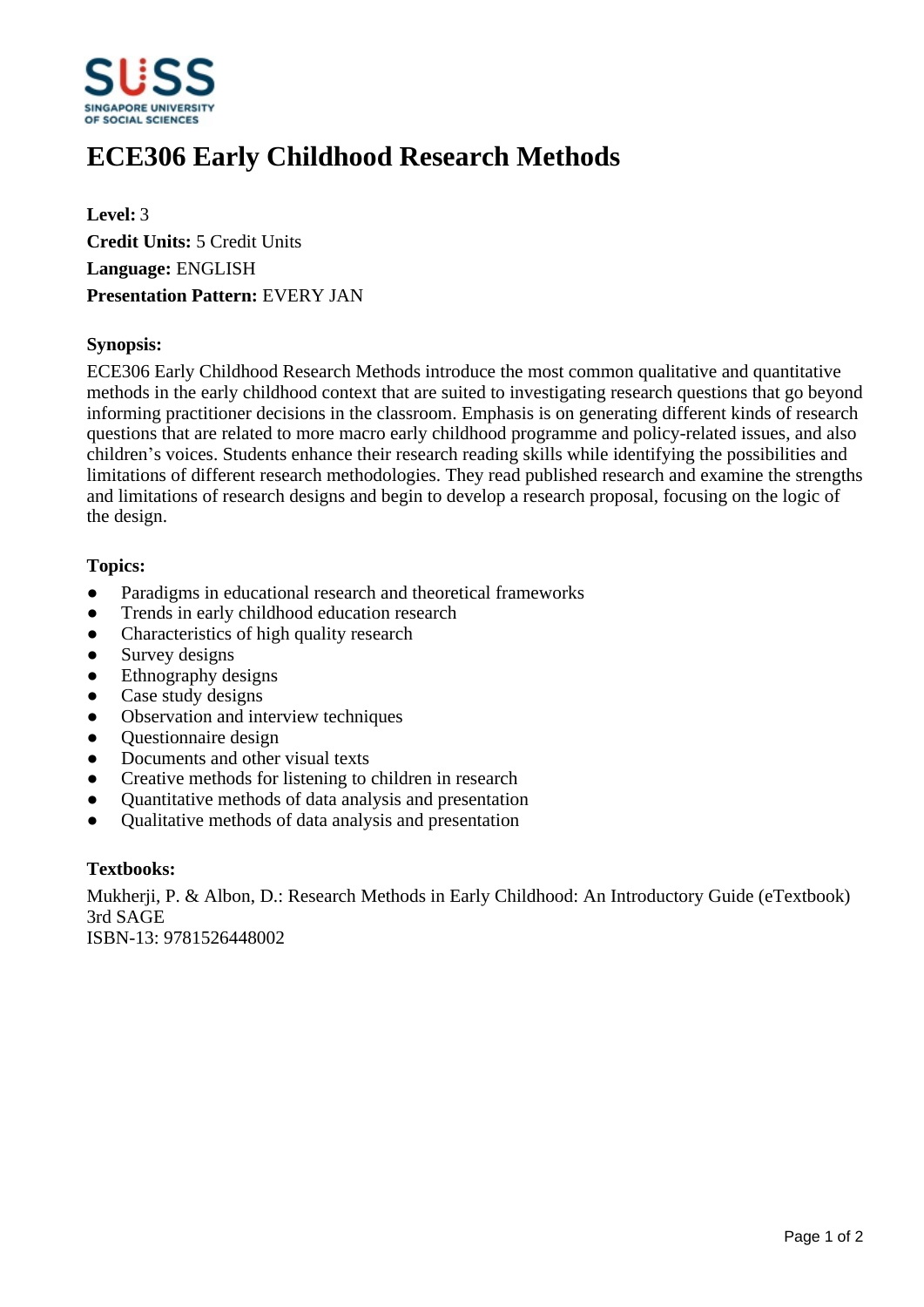# ECE306 Early Childhood Research Methods

**Level:** 3
**Credit Units:** 5 Credit Units
**Language:** ENGLISH
**Presentation Pattern:** EVERY JAN

### Synopsis:

ECE306 Early Childhood Research Methods introduce the most common qualitative and quantitative methods in the early childhood context that are suited to investigating research questions that go beyond informing practitioner decisions in the classroom. Emphasis is on generating different kinds of research questions that are related to more macro early childhood programme and policy-related issues, and also children's voices. Students enhance their research reading skills while identifying the possibilities and limitations of different research methodologies. They read published research and examine the strengths and limitations of research designs and begin to develop a research proposal, focusing on the logic of the design.

### Topics:

- Paradigms in educational research and theoretical frameworks
- Trends in early childhood education research
- Characteristics of high quality research
- Survey designs
- Ethnography designs
- Case study designs
- Observation and interview techniques
- Questionnaire design
- Documents and other visual texts
- Creative methods for listening to children in research
- Quantitative methods of data analysis and presentation
- Qualitative methods of data analysis and presentation

### Textbooks:

Mukherji, P. & Albon, D.: Research Methods in Early Childhood: An Introductory Guide (eTextbook) 3rd SAGE
ISBN-13: 9781526448002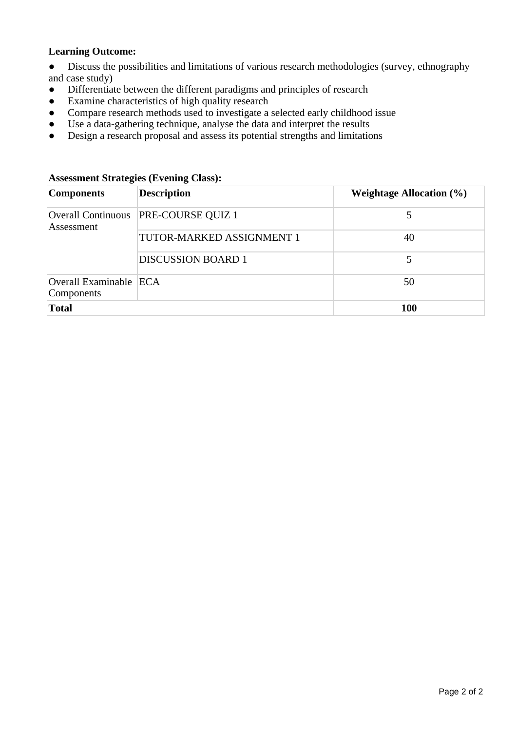**Learning Outcome:**

- Discuss the possibilities and limitations of various research methodologies (survey, ethnography and case study)
- Differentiate between the different paradigms and principles of research
- Examine characteristics of high quality research
- Compare research methods used to investigate a selected early childhood issue
- Use a data-gathering technique, analyse the data and interpret the results
- Design a research proposal and assess its potential strengths and limitations

**Assessment Strategies (Evening Class):**

| **Components** | **Description** | **Weightage Allocation (%)** |
|---|---|---|
| Overall Continuous Assessment | PRE-COURSE QUIZ 1 | 5 |
| | TUTOR-MARKED ASSIGNMENT 1 | 40 |
| | DISCUSSION BOARD 1 | 5 |
| Overall Examinable Components | ECA | 50 |
| **Total** | | **100** |